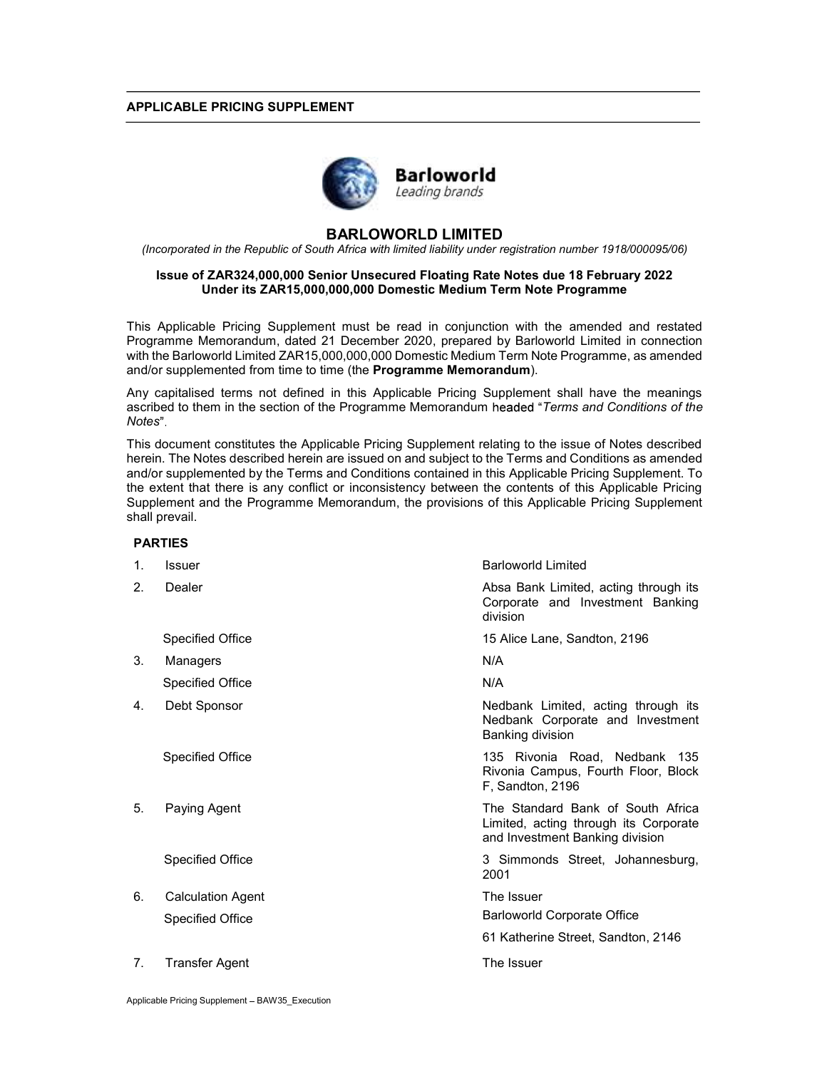**APPLICABLE PRICING SUPPLEMENT**

# BARLOWORLD LIMITED

*(Incorporated in the Republic of South Africa with limited liability under registration number 1918/000095/06)*

**Issue of ZAR324,000,000 Senior Unsecured Floating Rate Notes due 18 February 2022**
**Under its ZAR15,000,000,000 Domestic Medium Term Note Programme**

This Applicable Pricing Supplement must be read in conjunction with the amended and restated Programme Memorandum, dated 21 December 2020, prepared by Barloworld Limited in connection with the Barloworld Limited ZAR15,000,000,000 Domestic Medium Term Note Programme, as amended and/or supplemented from time to time (the **Programme Memorandum**).

Any capitalised terms not defined in this Applicable Pricing Supplement shall have the meanings ascribed to them in the section of the Programme Memorandum headed "*Terms and Conditions of the Notes*".

This document constitutes the Applicable Pricing Supplement relating to the issue of Notes described herein. The Notes described herein are issued on and subject to the Terms and Conditions as amended and/or supplemented by the Terms and Conditions contained in this Applicable Pricing Supplement. To the extent that there is any conflict or inconsistency between the contents of this Applicable Pricing Supplement and the Programme Memorandum, the provisions of this Applicable Pricing Supplement shall prevail.

**PARTIES**

| | | |
|---|---|---|
| 1. | Issuer | Barloworld Limited |
| 2. | Dealer | Absa Bank Limited, acting through its Corporate and Investment Banking division |
| | Specified Office | 15 Alice Lane, Sandton, 2196 |
| 3. | Managers | N/A |
| | Specified Office | N/A |
| 4. | Debt Sponsor | Nedbank Limited, acting through its Nedbank Corporate and Investment Banking division |
| | Specified Office | 135 Rivonia Road, Nedbank 135 Rivonia Campus, Fourth Floor, Block F, Sandton, 2196 |
| 5. | Paying Agent | The Standard Bank of South Africa Limited, acting through its Corporate and Investment Banking division |
| | Specified Office | 3 Simmonds Street, Johannesburg, 2001 |
| 6. | Calculation Agent | The Issuer |
| | Specified Office | Barloworld Corporate Office<br>61 Katherine Street, Sandton, 2146 |
| 7. | Transfer Agent | The Issuer |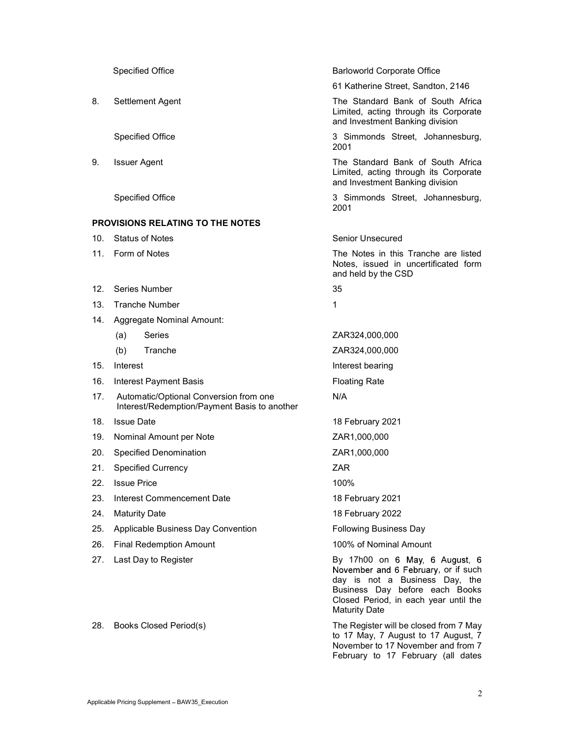| | | |
|---|---|---|
| | Specified Office | Barloworld Corporate Office<br>61 Katherine Street, Sandton, 2146 |
| 8. | Settlement Agent | The Standard Bank of South Africa Limited, acting through its Corporate and Investment Banking division |
| | Specified Office | 3 Simmonds Street, Johannesburg, 2001 |
| 9. | Issuer Agent | The Standard Bank of South Africa Limited, acting through its Corporate and Investment Banking division |
| | Specified Office | 3 Simmonds Street, Johannesburg, 2001 |

**PROVISIONS RELATING TO THE NOTES**

| | | |
|---|---|---|
| 10. | Status of Notes | Senior Unsecured |
| 11. | Form of Notes | The Notes in this Tranche are listed Notes, issued in uncertificated form and held by the CSD |
| 12. | Series Number | 35 |
| 13. | Tranche Number | 1 |
| 14. | Aggregate Nominal Amount: | |
| | (a) Series | ZAR324,000,000 |
| | (b) Tranche | ZAR324,000,000 |
| 15. | Interest | Interest bearing |
| 16. | Interest Payment Basis | Floating Rate |
| 17. | Automatic/Optional Conversion from one Interest/Redemption/Payment Basis to another | N/A |
| 18. | Issue Date | 18 February 2021 |
| 19. | Nominal Amount per Note | ZAR1,000,000 |
| 20. | Specified Denomination | ZAR1,000,000 |
| 21. | Specified Currency | ZAR |
| 22. | Issue Price | 100% |
| 23. | Interest Commencement Date | 18 February 2021 |
| 24. | Maturity Date | 18 February 2022 |
| 25. | Applicable Business Day Convention | Following Business Day |
| 26. | Final Redemption Amount | 100% of Nominal Amount |
| 27. | Last Day to Register | By 17h00 on 6 May, 6 August, 6 November and 6 February, or if such day is not a Business Day, the Business Day before each Books Closed Period, in each year until the Maturity Date |
| 28. | Books Closed Period(s) | The Register will be closed from 7 May to 17 May, 7 August to 17 August, 7 November to 17 November and from 7 February to 17 February (all dates |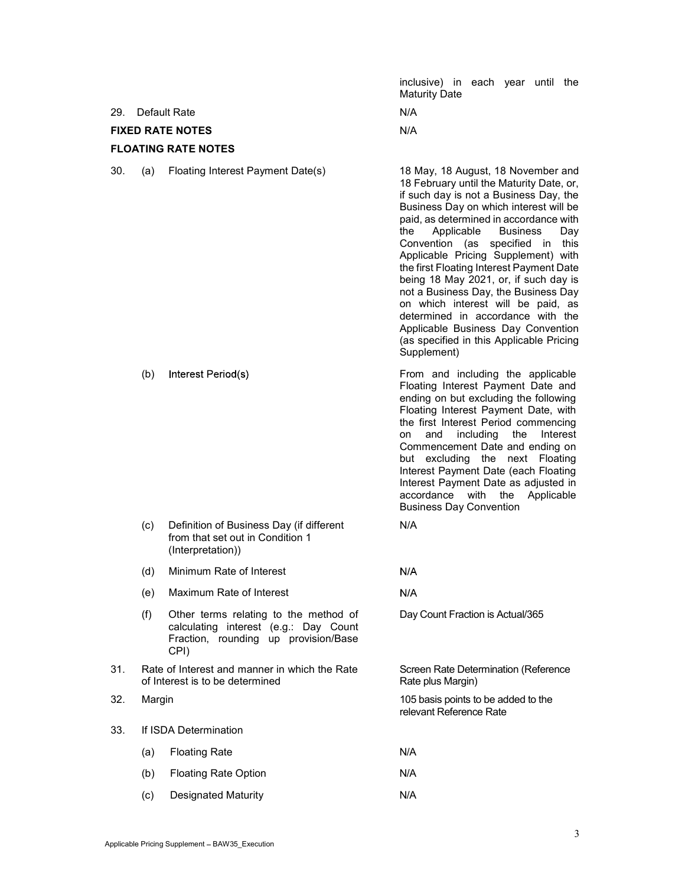| | |
|---|---|
| | inclusive) in each year until the Maturity Date |
| 29. Default Rate | N/A |
| **FIXED RATE NOTES** | N/A |
| **FLOATING RATE NOTES** | |
| 30. (a) Floating Interest Payment Date(s) | 18 May, 18 August, 18 November and 18 February until the Maturity Date, or, if such day is not a Business Day, the Business Day on which interest will be paid, as determined in accordance with the Applicable Business Day Convention (as specified in this Applicable Pricing Supplement) with the first Floating Interest Payment Date being 18 May 2021, or, if such day is not a Business Day, the Business Day on which interest will be paid, as determined in accordance with the Applicable Business Day Convention (as specified in this Applicable Pricing Supplement) |
| (b) Interest Period(s) | From and including the applicable Floating Interest Payment Date and ending on but excluding the following Floating Interest Payment Date, with the first Interest Period commencing on and including the Interest Commencement Date and ending on but excluding the next Floating Interest Payment Date (each Floating Interest Payment Date as adjusted in accordance with the Applicable Business Day Convention |
| (c) Definition of Business Day (if different from that set out in Condition 1 (Interpretation)) | N/A |
| (d) Minimum Rate of Interest | N/A |
| (e) Maximum Rate of Interest | N/A |
| (f) Other terms relating to the method of calculating interest (e.g.: Day Count Fraction, rounding up provision/Base CPI) | Day Count Fraction is Actual/365 |
| 31. Rate of Interest and manner in which the Rate of Interest is to be determined | Screen Rate Determination (Reference Rate plus Margin) |
| 32. Margin | 105 basis points to be added to the relevant Reference Rate |
| 33. If ISDA Determination | |
| (a) Floating Rate | N/A |
| (b) Floating Rate Option | N/A |
| (c) Designated Maturity | N/A |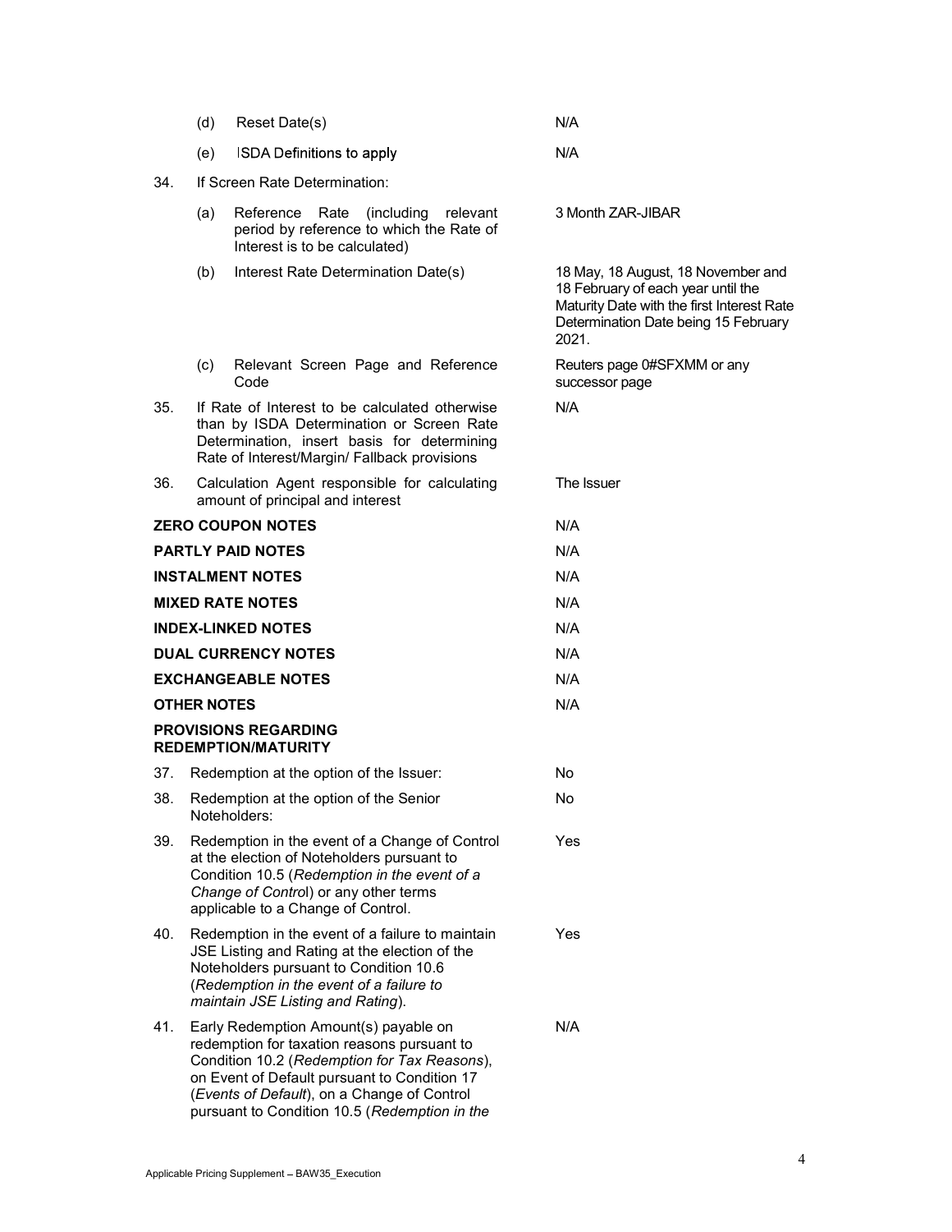| | | | |
|---|---|---|---|
| | (d) | Reset Date(s) | N/A |
| | (e) | ISDA Definitions to apply | N/A |
| 34. | If Screen Rate Determination: | | |
| | (a) | Reference Rate (including relevant period by reference to which the Rate of Interest is to be calculated) | 3 Month ZAR-JIBAR |
| | (b) | Interest Rate Determination Date(s) | 18 May, 18 August, 18 November and 18 February of each year until the Maturity Date with the first Interest Rate Determination Date being 15 February 2021. |
| | (c) | Relevant Screen Page and Reference Code | Reuters page 0#SFXMM or any successor page |
| 35. | If Rate of Interest to be calculated otherwise than by ISDA Determination or Screen Rate Determination, insert basis for determining Rate of Interest/Margin/ Fallback provisions | | N/A |
| 36. | Calculation Agent responsible for calculating amount of principal and interest | | The Issuer |

| | |
|---|---|
| **ZERO COUPON NOTES** | N/A |
| **PARTLY PAID NOTES** | N/A |
| **INSTALMENT NOTES** | N/A |
| **MIXED RATE NOTES** | N/A |
| **INDEX-LINKED NOTES** | N/A |
| **DUAL CURRENCY NOTES** | N/A |
| **EXCHANGEABLE NOTES** | N/A |
| **OTHER NOTES** | N/A |

**PROVISIONS REGARDING REDEMPTION/MATURITY**

| | | |
|---|---|---|
| 37. | Redemption at the option of the Issuer: | No |
| 38. | Redemption at the option of the Senior Noteholders: | No |
| 39. | Redemption in the event of a Change of Control at the election of Noteholders pursuant to Condition 10.5 (*Redemption in the event of a Change of Control*) or any other terms applicable to a Change of Control. | Yes |
| 40. | Redemption in the event of a failure to maintain JSE Listing and Rating at the election of the Noteholders pursuant to Condition 10.6 (*Redemption in the event of a failure to maintain JSE Listing and Rating*). | Yes |
| 41. | Early Redemption Amount(s) payable on redemption for taxation reasons pursuant to Condition 10.2 (*Redemption for Tax Reasons*), on Event of Default pursuant to Condition 17 (*Events of Default*), on a Change of Control pursuant to Condition 10.5 (*Redemption in the* | N/A |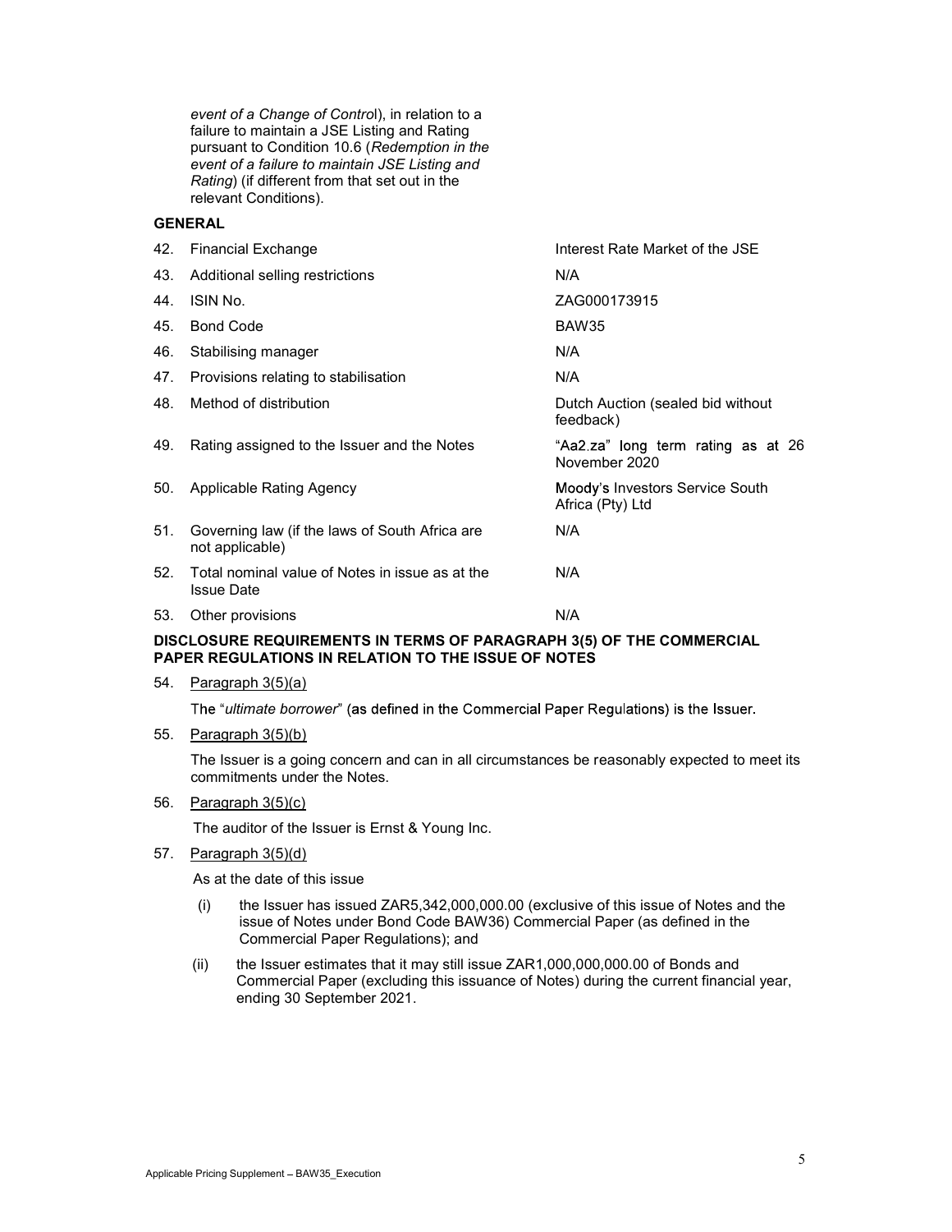*event of a Change of Control*), in relation to a failure to maintain a JSE Listing and Rating pursuant to Condition 10.6 (*Redemption in the event of a failure to maintain JSE Listing and Rating*) (if different from that set out in the relevant Conditions).

**GENERAL**

| | | |
|---|---|---|
| 42. | Financial Exchange | Interest Rate Market of the JSE |
| 43. | Additional selling restrictions | N/A |
| 44. | ISIN No. | ZAG000173915 |
| 45. | Bond Code | BAW35 |
| 46. | Stabilising manager | N/A |
| 47. | Provisions relating to stabilisation | N/A |
| 48. | Method of distribution | Dutch Auction (sealed bid without feedback) |
| 49. | Rating assigned to the Issuer and the Notes | "Aa2.za" long term rating as at 26 November 2020 |
| 50. | Applicable Rating Agency | Moody's Investors Service South Africa (Pty) Ltd |
| 51. | Governing law (if the laws of South Africa are not applicable) | N/A |
| 52. | Total nominal value of Notes in issue as at the Issue Date | N/A |
| 53. | Other provisions | N/A |

**DISCLOSURE REQUIREMENTS IN TERMS OF PARAGRAPH 3(5) OF THE COMMERCIAL PAPER REGULATIONS IN RELATION TO THE ISSUE OF NOTES**

54. Paragraph 3(5)(a)

The "*ultimate borrower*" (as defined in the Commercial Paper Regulations) is the Issuer.

55. Paragraph 3(5)(b)

The Issuer is a going concern and can in all circumstances be reasonably expected to meet its commitments under the Notes.

56. Paragraph 3(5)(c)

The auditor of the Issuer is Ernst & Young Inc.

57. Paragraph 3(5)(d)

As at the date of this issue

(i) the Issuer has issued ZAR5,342,000,000.00 (exclusive of this issue of Notes and the issue of Notes under Bond Code BAW36) Commercial Paper (as defined in the Commercial Paper Regulations); and

(ii) the Issuer estimates that it may still issue ZAR1,000,000,000.00 of Bonds and Commercial Paper (excluding this issuance of Notes) during the current financial year, ending 30 September 2021.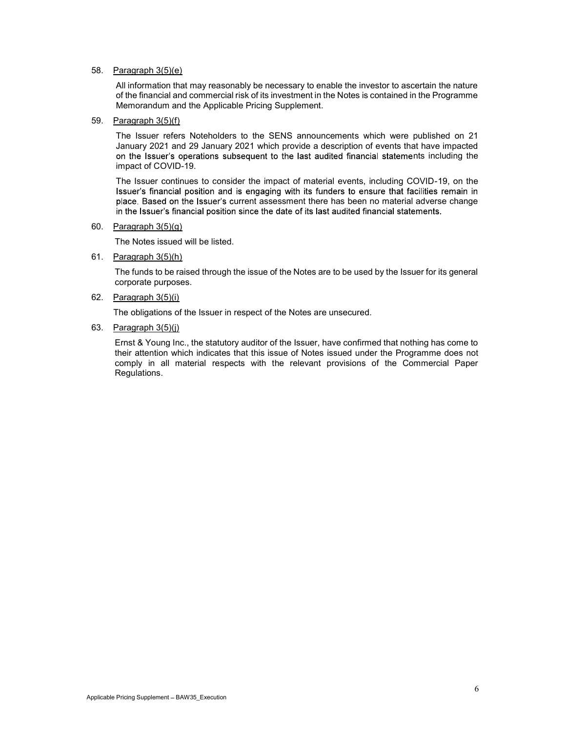58. Paragraph 3(5)(e)

    All information that may reasonably be necessary to enable the investor to ascertain the nature of the financial and commercial risk of its investment in the Notes is contained in the Programme Memorandum and the Applicable Pricing Supplement.

59. Paragraph 3(5)(f)

    The Issuer refers Noteholders to the SENS announcements which were published on 21 January 2021 and 29 January 2021 which provide a description of events that have impacted on the Issuer's operations subsequent to the last audited financial statements including the impact of COVID-19.

    The Issuer continues to consider the impact of material events, including COVID-19, on the Issuer's financial position and is engaging with its funders to ensure that facilities remain in place. Based on the Issuer's current assessment there has been no material adverse change in the Issuer's financial position since the date of its last audited financial statements.

60. Paragraph 3(5)(g)

    The Notes issued will be listed.

61. Paragraph 3(5)(h)

    The funds to be raised through the issue of the Notes are to be used by the Issuer for its general corporate purposes.

62. Paragraph 3(5)(i)

    The obligations of the Issuer in respect of the Notes are unsecured.

63. Paragraph 3(5)(j)

    Ernst & Young Inc., the statutory auditor of the Issuer, have confirmed that nothing has come to their attention which indicates that this issue of Notes issued under the Programme does not comply in all material respects with the relevant provisions of the Commercial Paper Regulations.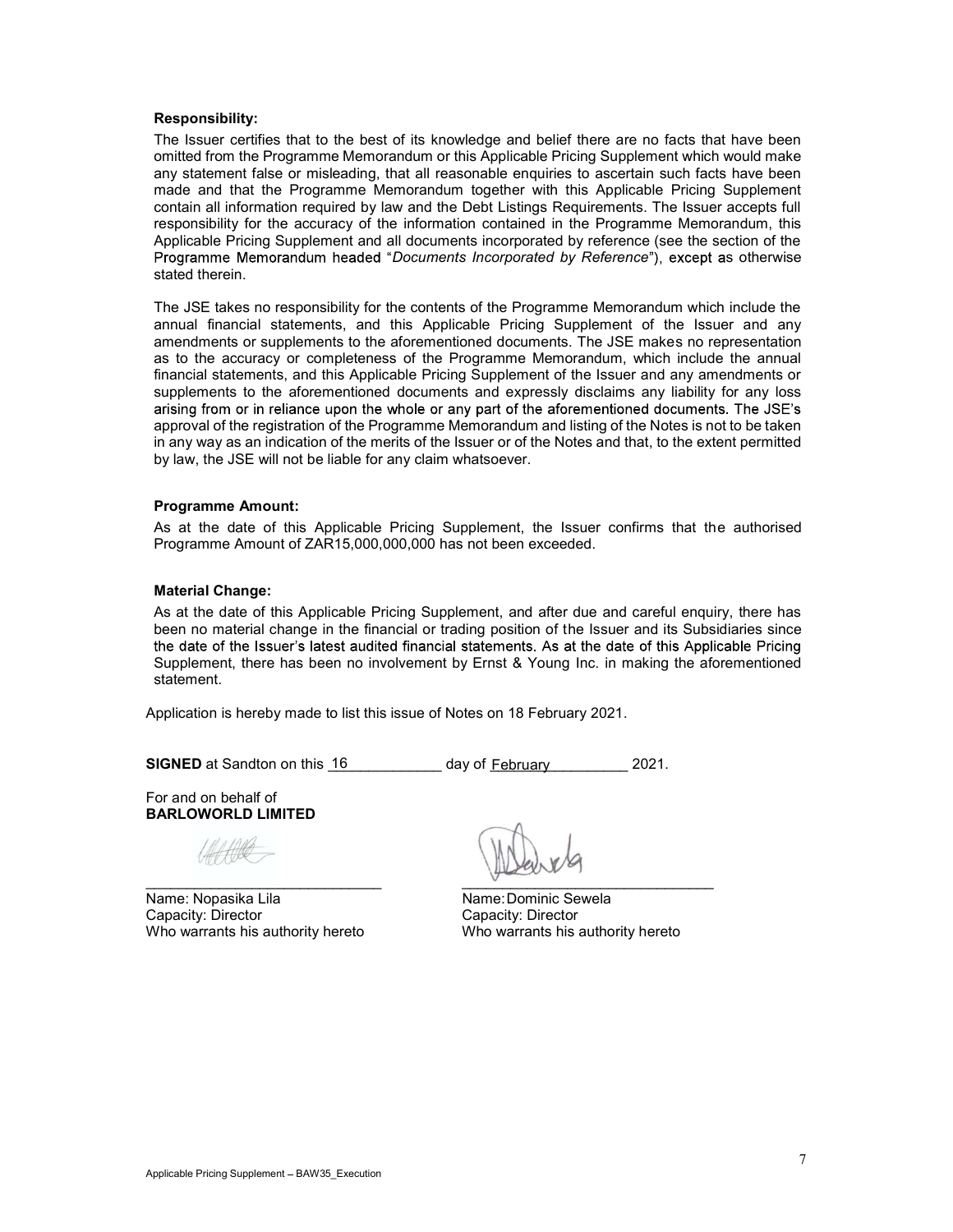**Responsibility:**

The Issuer certifies that to the best of its knowledge and belief there are no facts that have been omitted from the Programme Memorandum or this Applicable Pricing Supplement which would make any statement false or misleading, that all reasonable enquiries to ascertain such facts have been made and that the Programme Memorandum together with this Applicable Pricing Supplement contain all information required by law and the Debt Listings Requirements. The Issuer accepts full responsibility for the accuracy of the information contained in the Programme Memorandum, this Applicable Pricing Supplement and all documents incorporated by reference (see the section of the Programme Memorandum headed "*Documents Incorporated by Reference*"), except as otherwise stated therein.

The JSE takes no responsibility for the contents of the Programme Memorandum which include the annual financial statements, and this Applicable Pricing Supplement of the Issuer and any amendments or supplements to the aforementioned documents. The JSE makes no representation as to the accuracy or completeness of the Programme Memorandum, which include the annual financial statements, and this Applicable Pricing Supplement of the Issuer and any amendments or supplements to the aforementioned documents and expressly disclaims any liability for any loss arising from or in reliance upon the whole or any part of the aforementioned documents. The JSE's approval of the registration of the Programme Memorandum and listing of the Notes is not to be taken in any way as an indication of the merits of the Issuer or of the Notes and that, to the extent permitted by law, the JSE will not be liable for any claim whatsoever.

**Programme Amount:**

As at the date of this Applicable Pricing Supplement, the Issuer confirms that the authorised Programme Amount of ZAR15,000,000,000 has not been exceeded.

**Material Change:**

As at the date of this Applicable Pricing Supplement, and after due and careful enquiry, there has been no material change in the financial or trading position of the Issuer and its Subsidiaries since the date of the Issuer's latest audited financial statements. As at the date of this Applicable Pricing Supplement, there has been no involvement by Ernst & Young Inc. in making the aforementioned statement.

Application is hereby made to list this issue of Notes on 18 February 2021.

**SIGNED** at Sandton on this 16 day of February 2021.

For and on behalf of
**BARLOWORLD LIMITED**

| | |
|---|---|
| Name: Nopasika Lila | Name: Dominic Sewela |
| Capacity: Director | Capacity: Director |
| Who warrants his authority hereto | Who warrants his authority hereto |

Applicable Pricing Supplement – BAW35_Execution